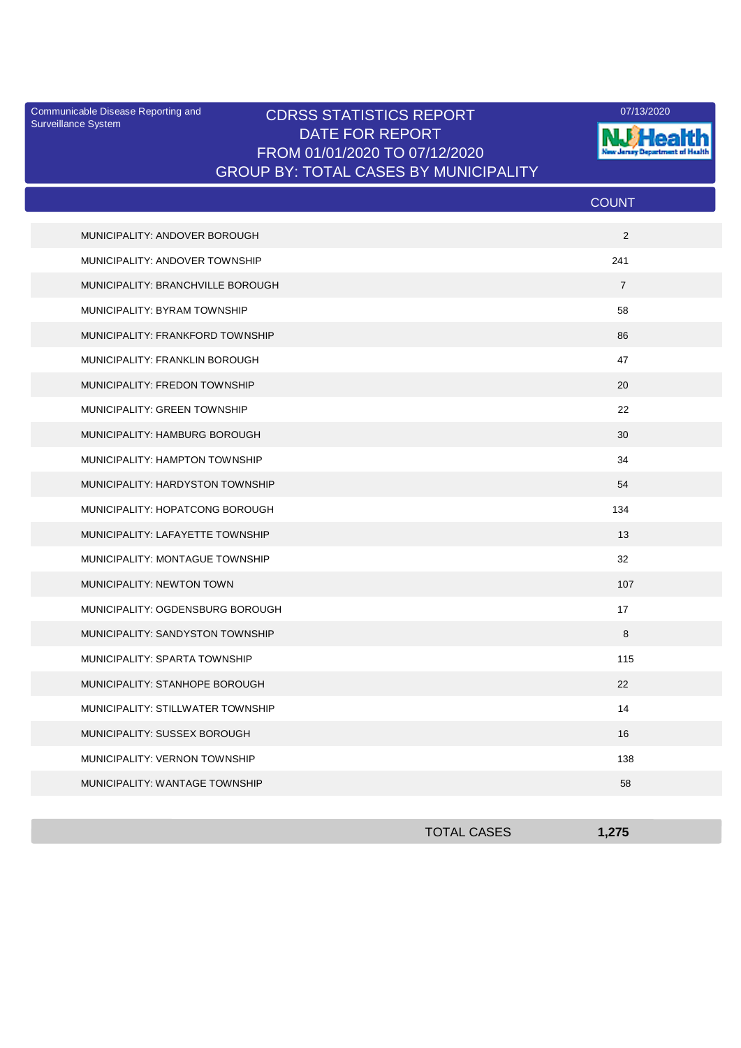Communicable Disease Reporting and Surveillance System

07/13/2020

# CDRSS STATISTICS REPORT
## DATE FOR REPORT
## FROM 01/01/2020 TO 07/12/2020
## GROUP BY: TOTAL CASES BY MUNICIPALITY

| | COUNT |
|---|---|
| MUNICIPALITY: ANDOVER BOROUGH | 2 |
| MUNICIPALITY: ANDOVER TOWNSHIP | 241 |
| MUNICIPALITY: BRANCHVILLE BOROUGH | 7 |
| MUNICIPALITY: BYRAM TOWNSHIP | 58 |
| MUNICIPALITY: FRANKFORD TOWNSHIP | 86 |
| MUNICIPALITY: FRANKLIN BOROUGH | 47 |
| MUNICIPALITY: FREDON TOWNSHIP | 20 |
| MUNICIPALITY: GREEN TOWNSHIP | 22 |
| MUNICIPALITY: HAMBURG BOROUGH | 30 |
| MUNICIPALITY: HAMPTON TOWNSHIP | 34 |
| MUNICIPALITY: HARDYSTON TOWNSHIP | 54 |
| MUNICIPALITY: HOPATCONG BOROUGH | 134 |
| MUNICIPALITY: LAFAYETTE TOWNSHIP | 13 |
| MUNICIPALITY: MONTAGUE TOWNSHIP | 32 |
| MUNICIPALITY: NEWTON TOWN | 107 |
| MUNICIPALITY: OGDENSBURG BOROUGH | 17 |
| MUNICIPALITY: SANDYSTON TOWNSHIP | 8 |
| MUNICIPALITY: SPARTA TOWNSHIP | 115 |
| MUNICIPALITY: STANHOPE BOROUGH | 22 |
| MUNICIPALITY: STILLWATER TOWNSHIP | 14 |
| MUNICIPALITY: SUSSEX BOROUGH | 16 |
| MUNICIPALITY: VERNON TOWNSHIP | 138 |
| MUNICIPALITY: WANTAGE TOWNSHIP | 58 |
| TOTAL CASES | **1,275** |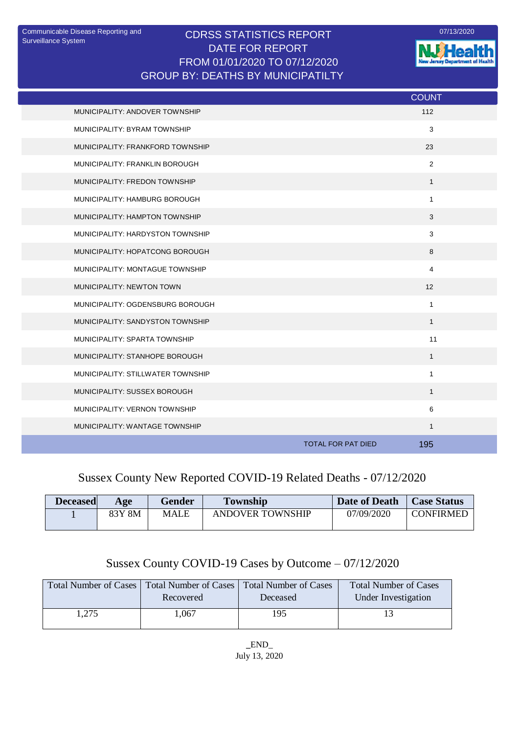Communicable Disease Reporting and Surveillance System

# CDRSS STATISTICS REPORT
## DATE FOR REPORT
## FROM 01/01/2020 TO 07/12/2020
## GROUP BY: DEATHS BY MUNICIPATILTY

07/13/2020

| | COUNT |
|---|---|
| MUNICIPALITY: ANDOVER TOWNSHIP | 112 |
| MUNICIPALITY: BYRAM TOWNSHIP | 3 |
| MUNICIPALITY: FRANKFORD TOWNSHIP | 23 |
| MUNICIPALITY: FRANKLIN BOROUGH | 2 |
| MUNICIPALITY: FREDON TOWNSHIP | 1 |
| MUNICIPALITY: HAMBURG BOROUGH | 1 |
| MUNICIPALITY: HAMPTON TOWNSHIP | 3 |
| MUNICIPALITY: HARDYSTON TOWNSHIP | 3 |
| MUNICIPALITY: HOPATCONG BOROUGH | 8 |
| MUNICIPALITY: MONTAGUE TOWNSHIP | 4 |
| MUNICIPALITY: NEWTON TOWN | 12 |
| MUNICIPALITY: OGDENSBURG BOROUGH | 1 |
| MUNICIPALITY: SANDYSTON TOWNSHIP | 1 |
| MUNICIPALITY: SPARTA TOWNSHIP | 11 |
| MUNICIPALITY: STANHOPE BOROUGH | 1 |
| MUNICIPALITY: STILLWATER TOWNSHIP | 1 |
| MUNICIPALITY: SUSSEX BOROUGH | 1 |
| MUNICIPALITY: VERNON TOWNSHIP | 6 |
| MUNICIPALITY: WANTAGE TOWNSHIP | 1 |
| TOTAL FOR PAT DIED | 195 |

## Sussex County New Reported COVID-19 Related Deaths - 07/12/2020

| Deceased | Age | Gender | Township | Date of Death | Case Status |
|---|---|---|---|---|---|
| 1 | 83Y 8M | MALE | ANDOVER TOWNSHIP | 07/09/2020 | CONFIRMED |

## Sussex County COVID-19 Cases by Outcome – 07/12/2020

| Total Number of Cases | Total Number of Cases Recovered | Total Number of Cases Deceased | Total Number of Cases Under Investigation |
|---|---|---|---|
| 1,275 | 1,067 | 195 | 13 |

_END_
July 13, 2020